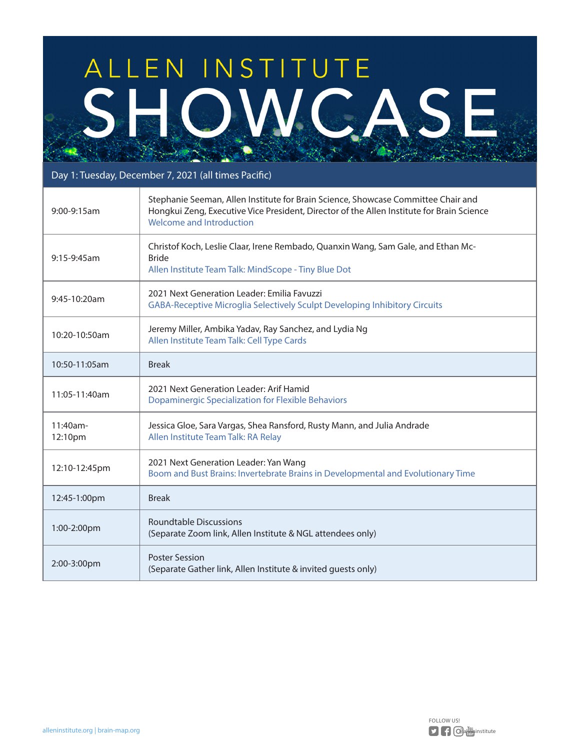# ALLEN INSTITUTE SHOWCASE

| Day 1: Tuesday, December 7, 2021 (all times Pacific) | |
|---|---|
| 9:00-9:15am | Stephanie Seeman, Allen Institute for Brain Science, Showcase Committee Chair and Hongkui Zeng, Executive Vice President, Director of the Allen Institute for Brain Science<br>Welcome and Introduction |
| 9:15-9:45am | Christof Koch, Leslie Claar, Irene Rembado, Quanxin Wang, Sam Gale, and Ethan Mc-Bride<br>Allen Institute Team Talk: MindScope - Tiny Blue Dot |
| 9:45-10:20am | 2021 Next Generation Leader: Emilia Favuzzi<br>GABA-Receptive Microglia Selectively Sculpt Developing Inhibitory Circuits |
| 10:20-10:50am | Jeremy Miller, Ambika Yadav, Ray Sanchez, and Lydia Ng<br>Allen Institute Team Talk: Cell Type Cards |
| 10:50-11:05am | Break |
| 11:05-11:40am | 2021 Next Generation Leader: Arif Hamid<br>Dopaminergic Specialization for Flexible Behaviors |
| 11:40am-12:10pm | Jessica Gloe, Sara Vargas, Shea Ransford, Rusty Mann, and Julia Andrade<br>Allen Institute Team Talk: RA Relay |
| 12:10-12:45pm | 2021 Next Generation Leader: Yan Wang<br>Boom and Bust Brains: Invertebrate Brains in Developmental and Evolutionary Time |
| 12:45-1:00pm | Break |
| 1:00-2:00pm | Roundtable Discussions<br>(Separate Zoom link, Allen Institute & NGL attendees only) |
| 2:00-3:00pm | Poster Session<br>(Separate Gather link, Allen Institute & invited guests only) |

alleninstitute.org | brain-map.org

FOLLOW US! @AllenInstitute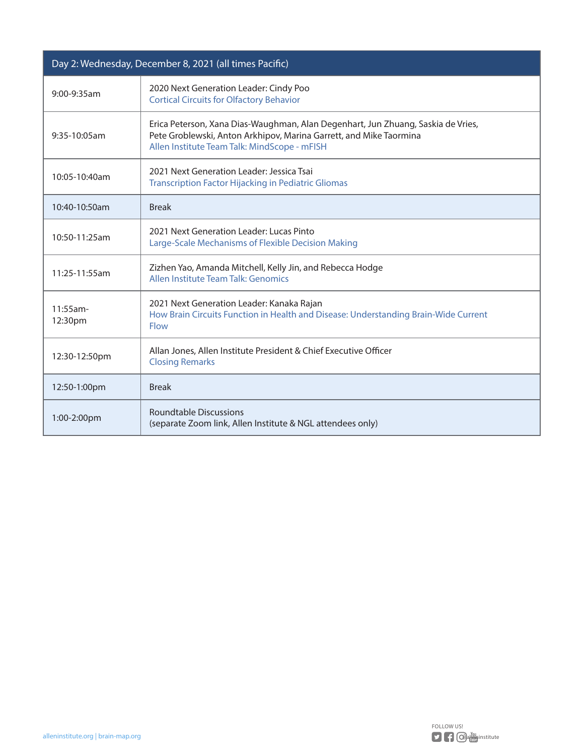| Day 2: Wednesday, December 8, 2021 (all times Pacific) | |
|---|---|
| 9:00-9:35am | 2020 Next Generation Leader: Cindy Poo<br>Cortical Circuits for Olfactory Behavior |
| 9:35-10:05am | Erica Peterson, Xana Dias-Waughman, Alan Degenhart, Jun Zhuang, Saskia de Vries, Pete Groblewski, Anton Arkhipov, Marina Garrett, and Mike Taormina<br>Allen Institute Team Talk: MindScope - mFISH |
| 10:05-10:40am | 2021 Next Generation Leader: Jessica Tsai<br>Transcription Factor Hijacking in Pediatric Gliomas |
| 10:40-10:50am | Break |
| 10:50-11:25am | 2021 Next Generation Leader: Lucas Pinto<br>Large-Scale Mechanisms of Flexible Decision Making |
| 11:25-11:55am | Zizhen Yao, Amanda Mitchell, Kelly Jin, and Rebecca Hodge<br>Allen Institute Team Talk: Genomics |
| 11:55am-12:30pm | 2021 Next Generation Leader: Kanaka Rajan<br>How Brain Circuits Function in Health and Disease: Understanding Brain-Wide Current Flow |
| 12:30-12:50pm | Allan Jones, Allen Institute President & Chief Executive Officer<br>Closing Remarks |
| 12:50-1:00pm | Break |
| 1:00-2:00pm | Roundtable Discussions<br>(separate Zoom link, Allen Institute & NGL attendees only) |

alleninstitute.org | brain-map.org

FOLLOW US! alleninstitute